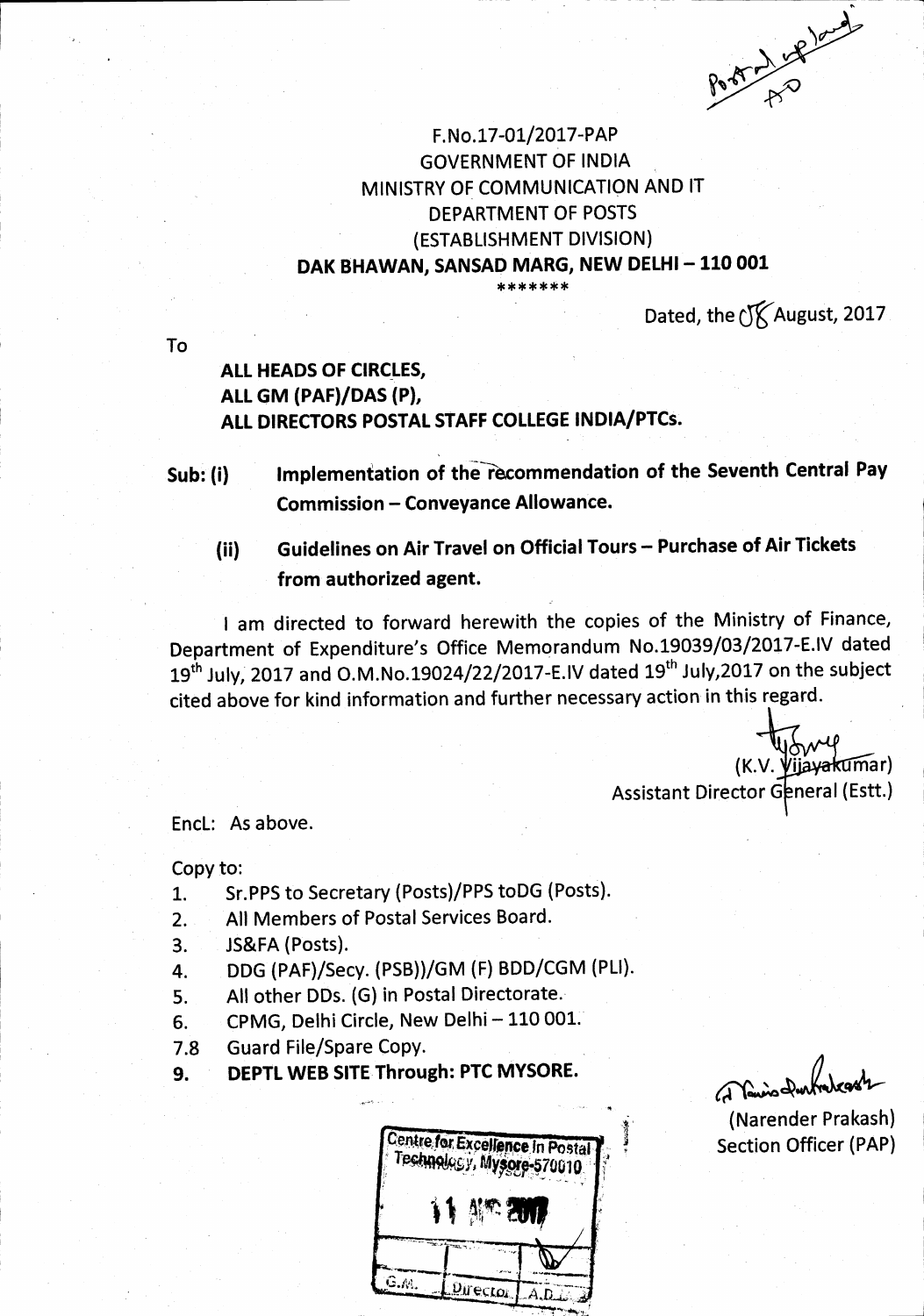Postal upload
AD

F.No.17-01/2017-PAP
GOVERNMENT OF INDIA
MINISTRY OF COMMUNICATION AND IT
DEPARTMENT OF POSTS
(ESTABLISHMENT DIVISION)
**DAK BHAWAN, SANSAD MARG, NEW DELHI – 110 001**
*******

Dated, the 08 August, 2017

To

**ALL HEADS OF CIRCLES,**
**ALL GM (PAF)/DAS (P),**
**ALL DIRECTORS POSTAL STAFF COLLEGE INDIA/PTCs.**

**Sub: (i) Implementation of the recommendation of the Seventh Central Pay Commission – Conveyance Allowance.**

**(ii) Guidelines on Air Travel on Official Tours – Purchase of Air Tickets from authorized agent.**

I am directed to forward herewith the copies of the Ministry of Finance, Department of Expenditure's Office Memorandum No.19039/03/2017-E.IV dated 19th July, 2017 and O.M.No.19024/22/2017-E.IV dated 19th July,2017 on the subject cited above for kind information and further necessary action in this regard.

(K.V. Vijayakumar)
Assistant Director General (Estt.)

EncL: As above.

Copy to:

1. Sr.PPS to Secretary (Posts)/PPS toDG (Posts).
2. All Members of Postal Services Board.
3. JS&FA (Posts).
4. DDG (PAF)/Secy. (PSB))/GM (F) BDD/CGM (PLI).
5. All other DDs. (G) in Postal Directorate.
6. CPMG, Delhi Circle, New Delhi – 110 001.
7.8 Guard File/Spare Copy.
9. **DEPTL WEB SITE Through: PTC MYSORE.**

(Narender Prakash)
Section Officer (PAP)

Centre for Excellence in Postal Technology, Mysore-570010
11 AUG 2017
G.M. | Director | A.D.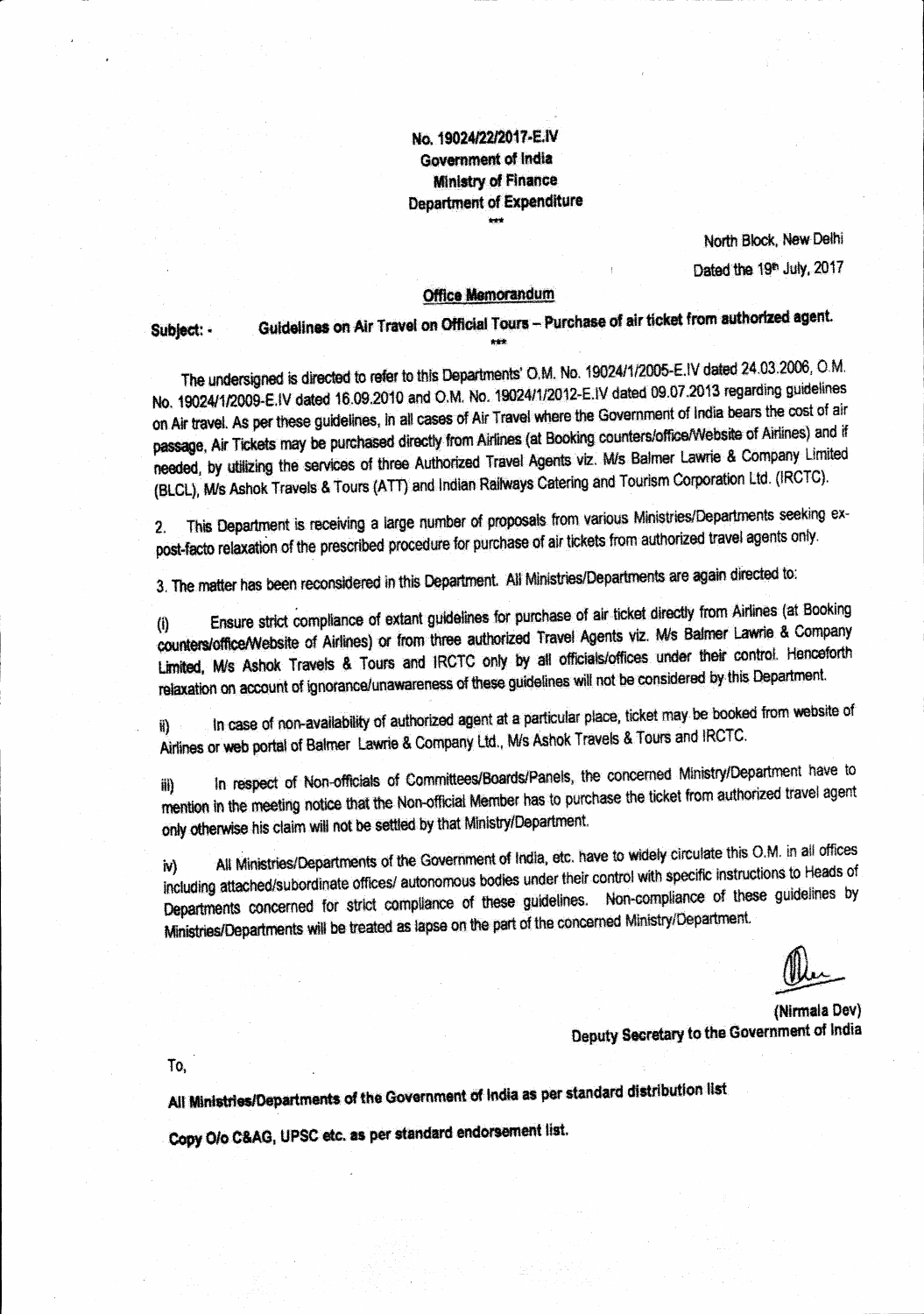**No. 19024/22/2017-E.IV**
**Government of India**
**Ministry of Finance**
**Department of Expenditure**
\*\*\*

North Block, New Delhi
Dated the 19th July, 2017

**Office Memorandum**

**Subject: - Guidelines on Air Travel on Official Tours – Purchase of air ticket from authorized agent.**

\*\*\*

The undersigned is directed to refer to this Departments' O.M. No. 19024/1/2005-E.IV dated 24.03.2006, O.M. No. 19024/1/2009-E.IV dated 16.09.2010 and O.M. No. 19024/1/2012-E.IV dated 09.07.2013 regarding guidelines on Air travel. As per these guidelines, in all cases of Air Travel where the Government of India bears the cost of air passage, Air Tickets may be purchased directly from Airlines (at Booking counters/office/Website of Airlines) and if needed, by utilizing the services of three Authorized Travel Agents viz. M/s Balmer Lawrie & Company Limited (BLCL), M/s Ashok Travels & Tours (ATT) and Indian Railways Catering and Tourism Corporation Ltd. (IRCTC).

2. This Department is receiving a large number of proposals from various Ministries/Departments seeking ex-post-facto relaxation of the prescribed procedure for purchase of air tickets from authorized travel agents only.

3. The matter has been reconsidered in this Department. All Ministries/Departments are again directed to:

(i) Ensure strict compliance of extant guidelines for purchase of air ticket directly from Airlines (at Booking counters/office/Website of Airlines) or from three authorized Travel Agents viz. M/s Balmer Lawrie & Company Limited, M/s Ashok Travels & Tours and IRCTC only by all officials/offices under their control. Henceforth relaxation on account of ignorance/unawareness of these guidelines will not be considered by this Department.

ii) In case of non-availability of authorized agent at a particular place, ticket may be booked from website of Airlines or web portal of Balmer Lawrie & Company Ltd., M/s Ashok Travels & Tours and IRCTC.

iii) In respect of Non-officials of Committees/Boards/Panels, the concerned Ministry/Department have to mention in the meeting notice that the Non-official Member has to purchase the ticket from authorized travel agent only otherwise his claim will not be settled by that Ministry/Department.

iv) All Ministries/Departments of the Government of India, etc. have to widely circulate this O.M. in all offices including attached/subordinate offices/ autonomous bodies under their control with specific instructions to Heads of Departments concerned for strict compliance of these guidelines. Non-compliance of these guidelines by Ministries/Departments will be treated as lapse on the part of the concerned Ministry/Department.

(Nirmala Dev)
Deputy Secretary to the Government of India

To,

**All Ministries/Departments of the Government of India as per standard distribution list**

**Copy O/o C&AG, UPSC etc. as per standard endorsement list.**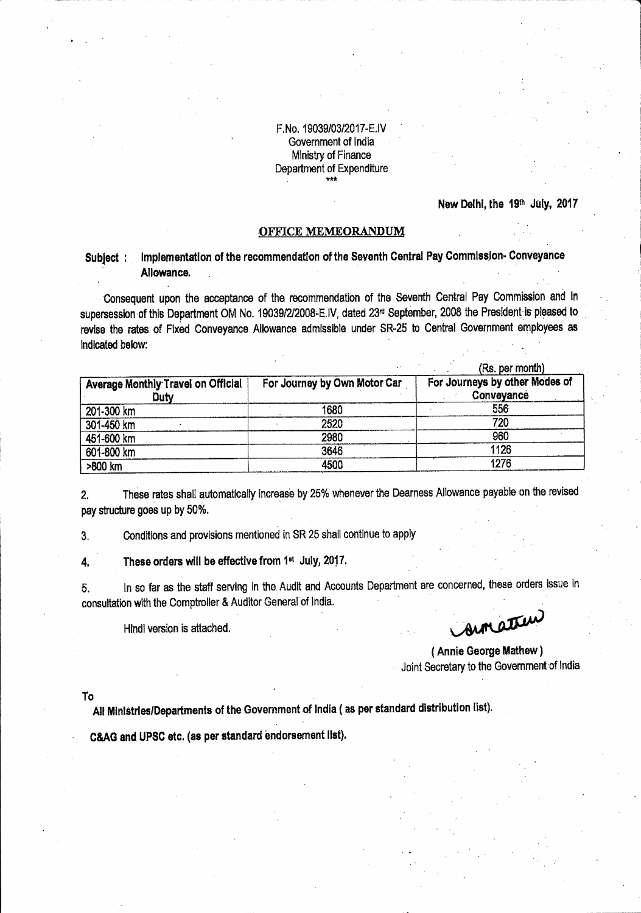F.No. 19039/03/2017-E.IV
Government of India
Ministry of Finance
Department of Expenditure
\*\*\*

**New Delhi, the 19th July, 2017**

## OFFICE MEMEORANDUM

**Subject : Implementation of the recommendation of the Seventh Central Pay Commission- Conveyance Allowance.**

Consequent upon the acceptance of the recommendation of the Seventh Central Pay Commission and in supersession of this Department OM No. 19039/2/2008-E.IV, dated 23rd September, 2008 the President is pleased to revise the rates of Fixed Conveyance Allowance admissible under SR-25 to Central Government employees as indicated below:

(Rs. per month)

| Average Monthly Travel on Official Duty | For Journey by Own Motor Car | For Journeys by other Modes of Conveyance |
|---|---|---|
| 201-300 km | 1680 | 556 |
| 301-450 km | 2520 | 720 |
| 451-600 km | 2980 | 960 |
| 601-800 km | 3646 | 1126 |
| >800 km | 4500 | 1276 |

2. These rates shall automatically increase by 25% whenever the Dearness Allowance payable on the revised pay structure goes up by 50%.

3. Conditions and provisions mentioned in SR 25 shall continue to apply

4. **These orders will be effective from 1st July, 2017.**

5. In so far as the staff serving in the Audit and Accounts Department are concerned, these orders issue in consultation with the Comptroller & Auditor General of India.

Hindi version is attached.

(Annie George Mathew)
Joint Secretary to the Government of India

To

**All Ministries/Departments of the Government of India ( as per standard distribution list).**

**C&AG and UPSC etc. (as per standard endorsement list).**